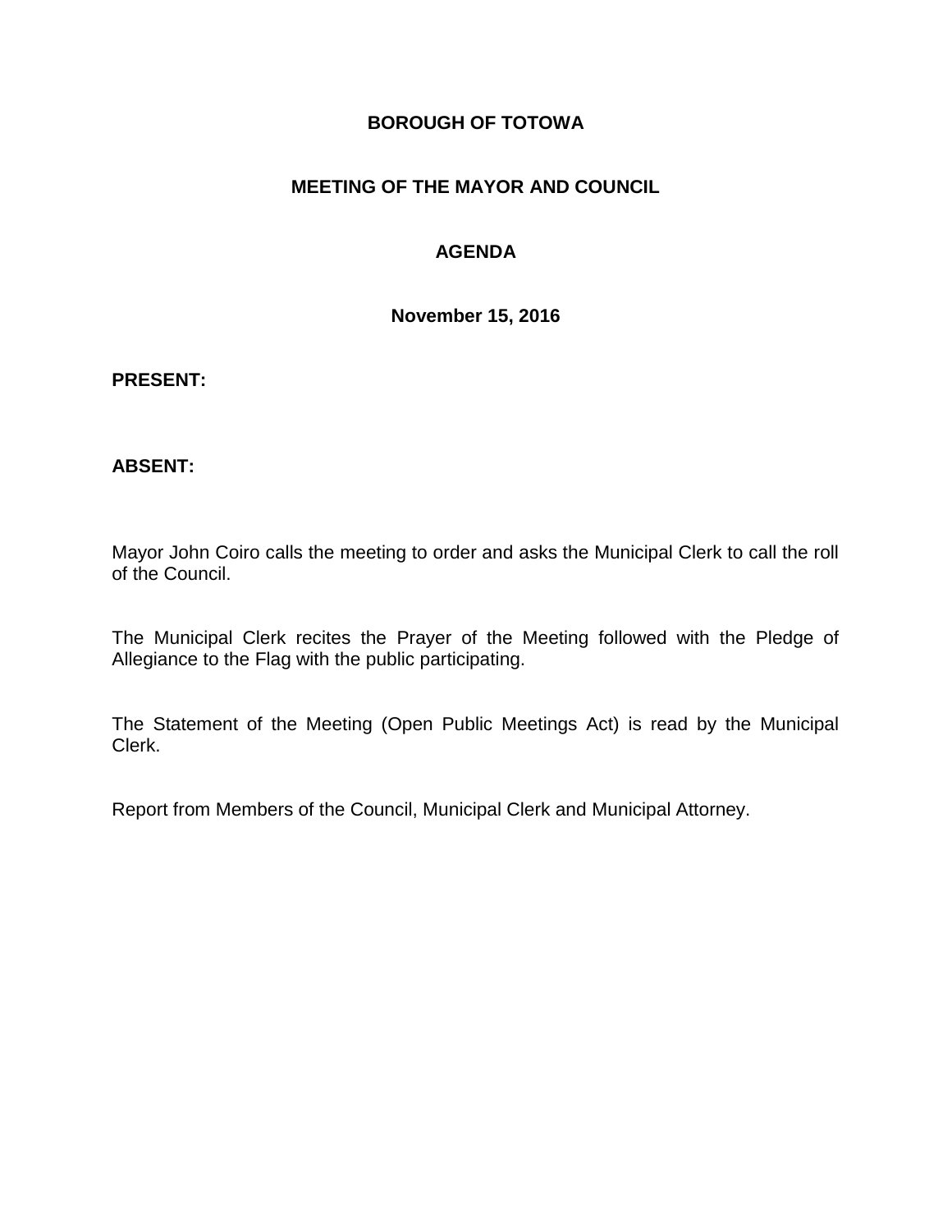**BOROUGH OF TOTOWA**

**MEETING OF THE MAYOR AND COUNCIL**

**AGENDA**

**November 15, 2016**

**PRESENT:**

**ABSENT:**

Mayor John Coiro calls the meeting to order and asks the Municipal Clerk to call the roll of the Council.

The Municipal Clerk recites the Prayer of the Meeting followed with the Pledge of Allegiance to the Flag with the public participating.

The Statement of the Meeting (Open Public Meetings Act) is read by the Municipal Clerk.

Report from Members of the Council, Municipal Clerk and Municipal Attorney.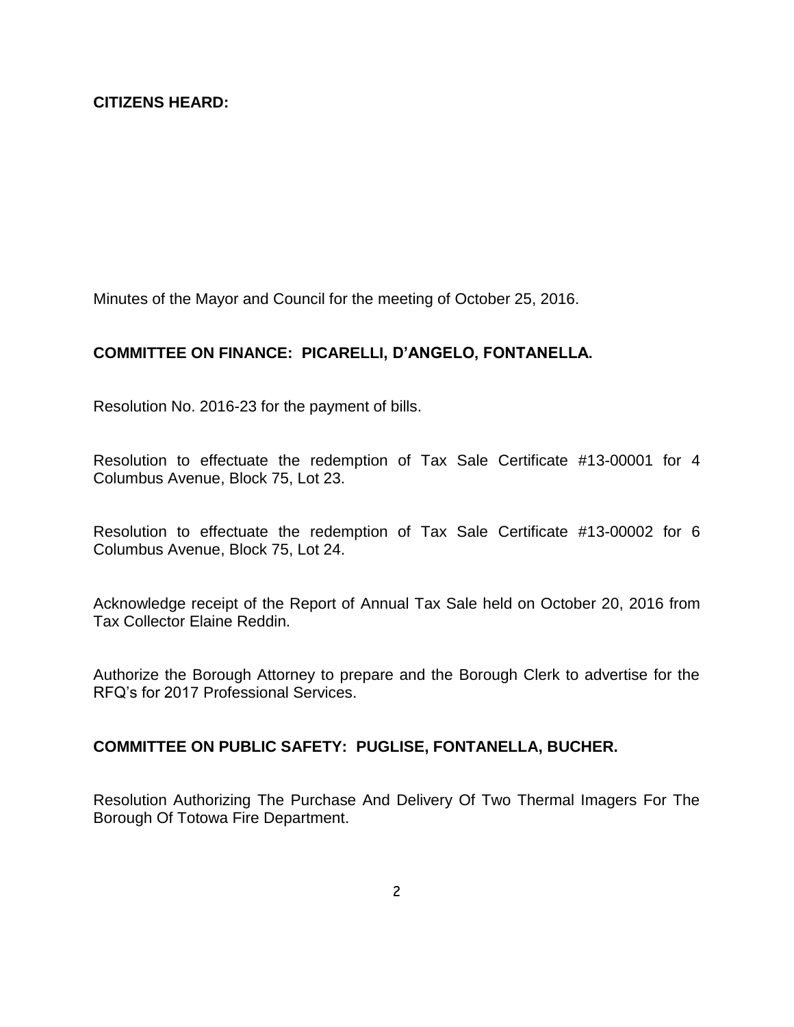**CITIZENS HEARD:**

Minutes of the Mayor and Council for the meeting of October 25, 2016.

**COMMITTEE ON FINANCE: PICARELLI, D'ANGELO, FONTANELLA.**

Resolution No. 2016-23 for the payment of bills.

Resolution to effectuate the redemption of Tax Sale Certificate #13-00001 for 4 Columbus Avenue, Block 75, Lot 23.

Resolution to effectuate the redemption of Tax Sale Certificate #13-00002 for 6 Columbus Avenue, Block 75, Lot 24.

Acknowledge receipt of the Report of Annual Tax Sale held on October 20, 2016 from Tax Collector Elaine Reddin.

Authorize the Borough Attorney to prepare and the Borough Clerk to advertise for the RFQ's for 2017 Professional Services.

**COMMITTEE ON PUBLIC SAFETY: PUGLISE, FONTANELLA, BUCHER.**

Resolution Authorizing The Purchase And Delivery Of Two Thermal Imagers For The Borough Of Totowa Fire Department.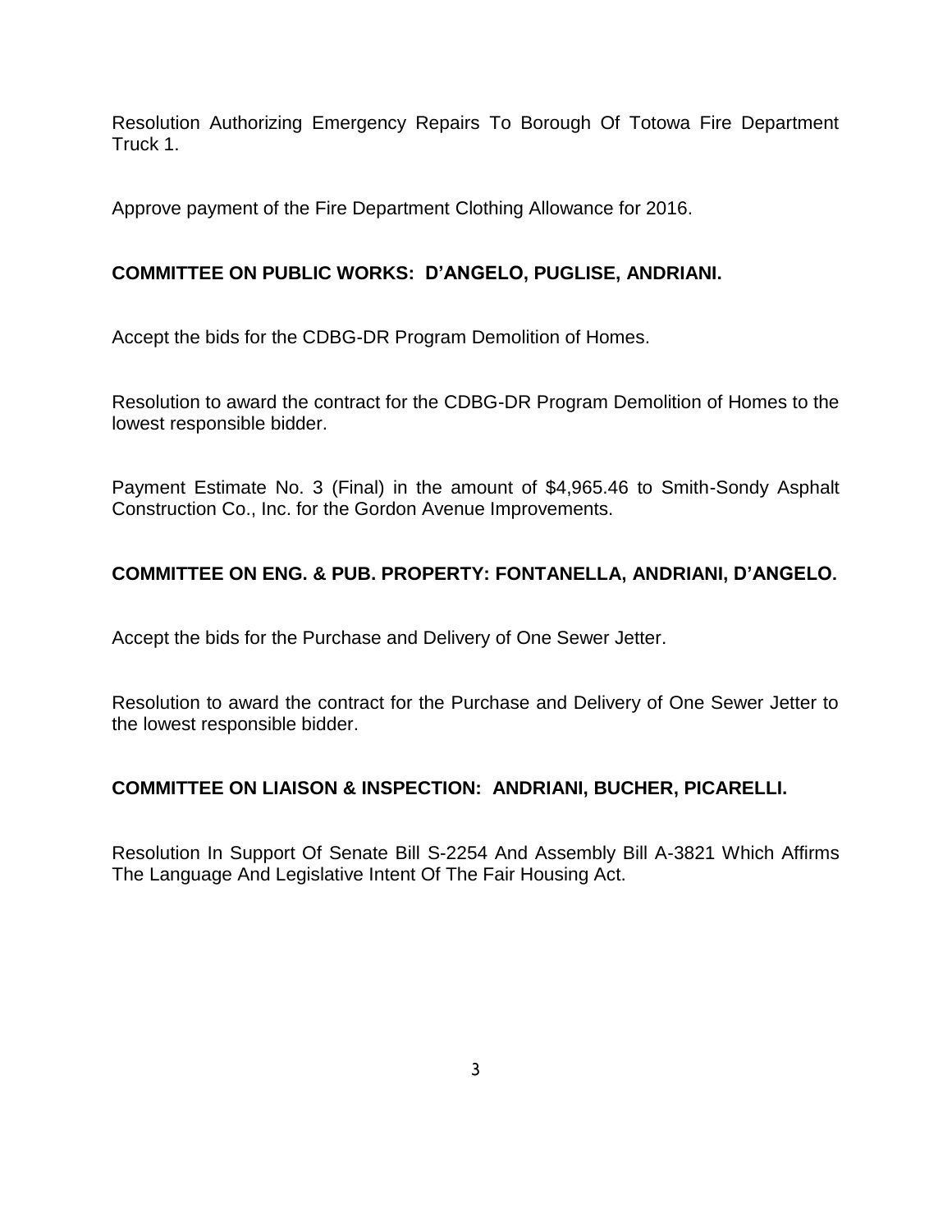Resolution Authorizing Emergency Repairs To Borough Of Totowa Fire Department Truck 1.

Approve payment of the Fire Department Clothing Allowance for 2016.

**COMMITTEE ON PUBLIC WORKS: D'ANGELO, PUGLISE, ANDRIANI.**

Accept the bids for the CDBG-DR Program Demolition of Homes.

Resolution to award the contract for the CDBG-DR Program Demolition of Homes to the lowest responsible bidder.

Payment Estimate No. 3 (Final) in the amount of $4,965.46 to Smith-Sondy Asphalt Construction Co., Inc. for the Gordon Avenue Improvements.

**COMMITTEE ON ENG. & PUB. PROPERTY: FONTANELLA, ANDRIANI, D'ANGELO.**

Accept the bids for the Purchase and Delivery of One Sewer Jetter.

Resolution to award the contract for the Purchase and Delivery of One Sewer Jetter to the lowest responsible bidder.

**COMMITTEE ON LIAISON & INSPECTION: ANDRIANI, BUCHER, PICARELLI.**

Resolution In Support Of Senate Bill S-2254 And Assembly Bill A-3821 Which Affirms The Language And Legislative Intent Of The Fair Housing Act.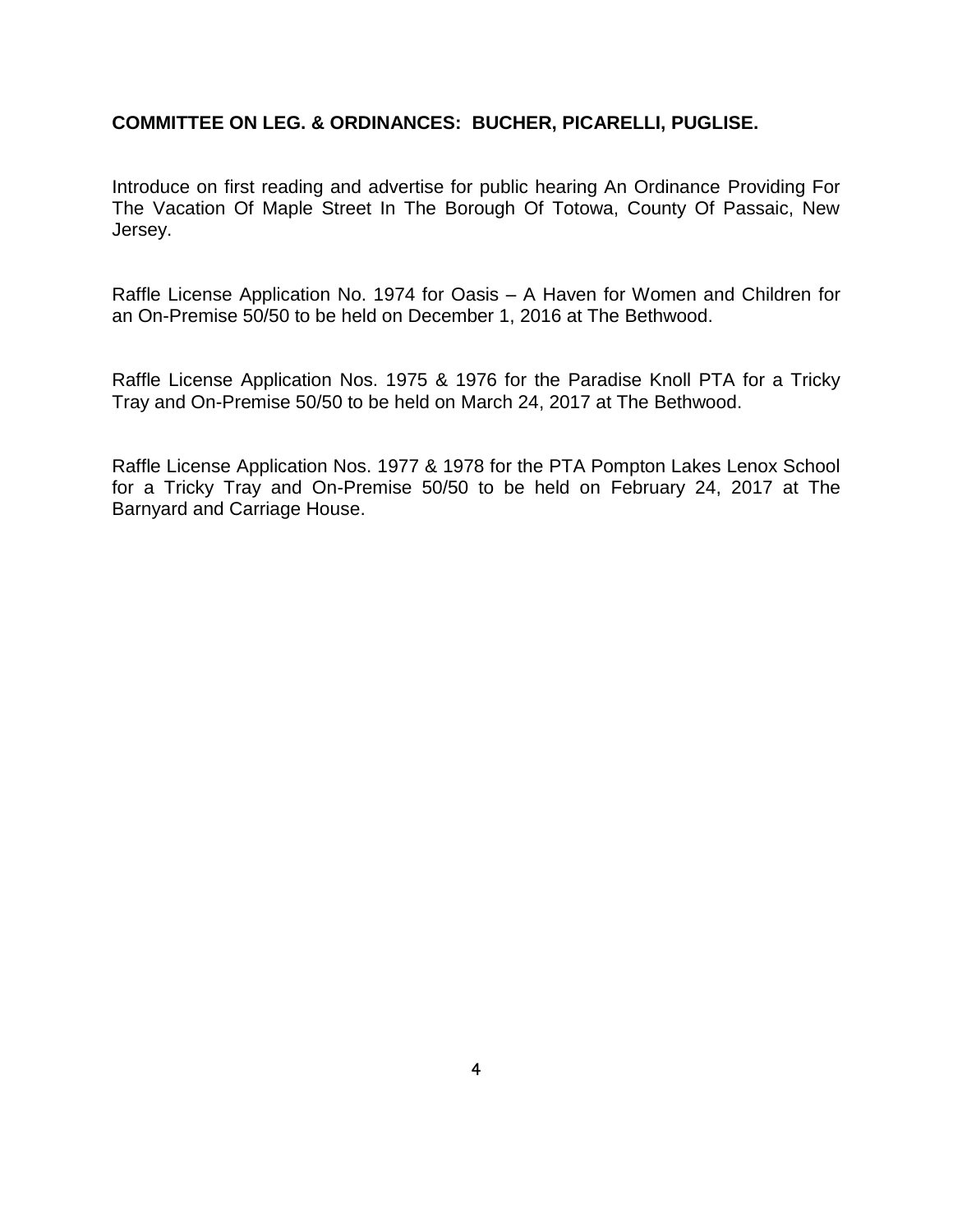**COMMITTEE ON LEG. & ORDINANCES: BUCHER, PICARELLI, PUGLISE.**

Introduce on first reading and advertise for public hearing An Ordinance Providing For The Vacation Of Maple Street In The Borough Of Totowa, County Of Passaic, New Jersey.

Raffle License Application No. 1974 for Oasis – A Haven for Women and Children for an On-Premise 50/50 to be held on December 1, 2016 at The Bethwood.

Raffle License Application Nos. 1975 & 1976 for the Paradise Knoll PTA for a Tricky Tray and On-Premise 50/50 to be held on March 24, 2017 at The Bethwood.

Raffle License Application Nos. 1977 & 1978 for the PTA Pompton Lakes Lenox School for a Tricky Tray and On-Premise 50/50 to be held on February 24, 2017 at The Barnyard and Carriage House.